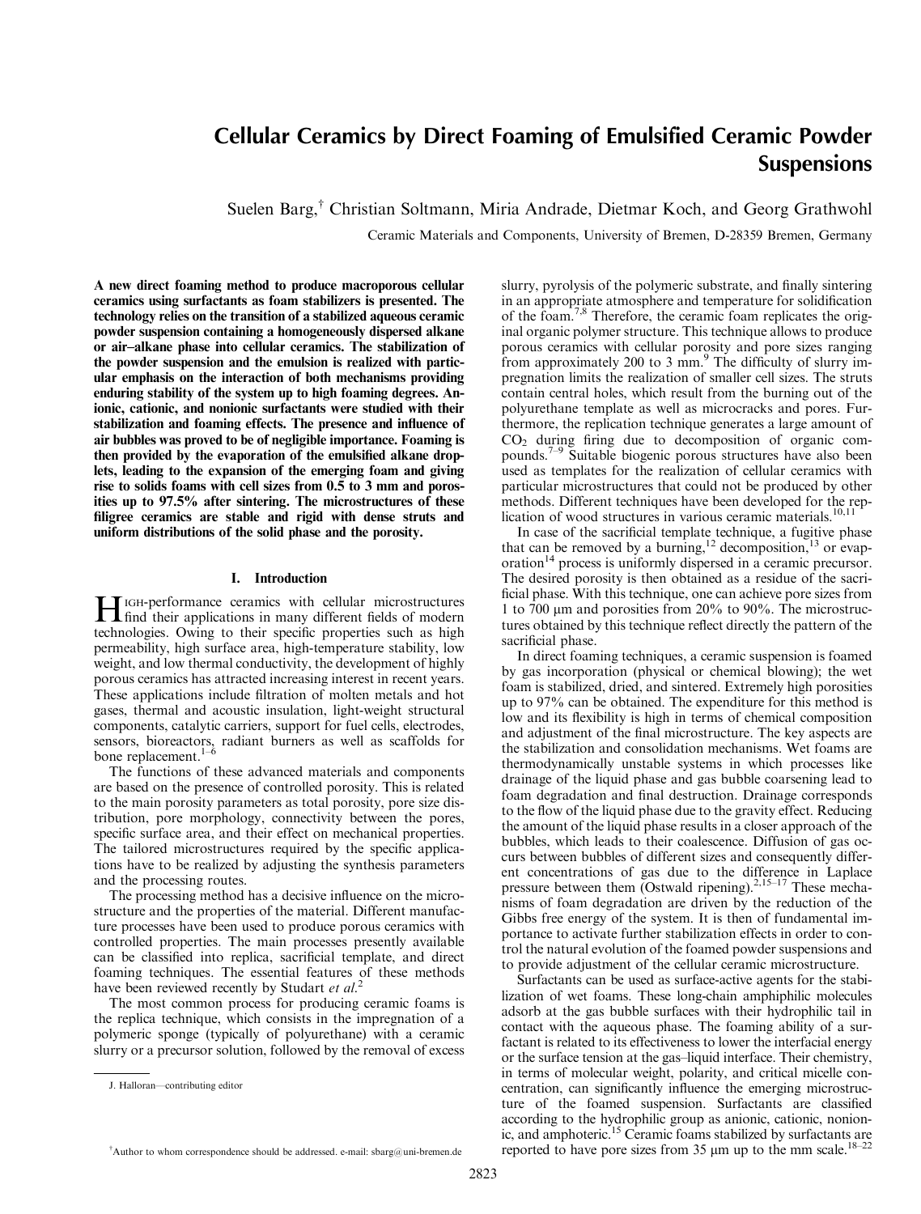# Cellular Ceramics by Direct Foaming of Emulsified Ceramic Powder Suspensions

Suelen Barg,[†] Christian Soltmann, Miria Andrade, Dietmar Koch, and Georg Grathwohl

Ceramic Materials and Components, University of Bremen, D-28359 Bremen, Germany

**A new direct foaming method to produce macroporous cellular ceramics using surfactants as foam stabilizers is presented. The technology relies on the transition of a stabilized aqueous ceramic powder suspension containing a homogeneously dispersed alkane or air–alkane phase into cellular ceramics. The stabilization of the powder suspension and the emulsion is realized with particular emphasis on the interaction of both mechanisms providing enduring stability of the system up to high foaming degrees. Anionic, cationic, and nonionic surfactants were studied with their stabilization and foaming effects. The presence and influence of air bubbles was proved to be of negligible importance. Foaming is then provided by the evaporation of the emulsified alkane droplets, leading to the expansion of the emerging foam and giving rise to solids foams with cell sizes from 0.5 to 3 mm and porosities up to 97.5% after sintering. The microstructures of these filigree ceramics are stable and rigid with dense struts and uniform distributions of the solid phase and the porosity.**

## I. Introduction

High-performance ceramics with cellular microstructures find their applications in many different fields of modern technologies. Owing to their specific properties such as high permeability, high surface area, high-temperature stability, low weight, and low thermal conductivity, the development of highly porous ceramics has attracted increasing interest in recent years. These applications include filtration of molten metals and hot gases, thermal and acoustic insulation, light-weight structural components, catalytic carriers, support for fuel cells, electrodes, sensors, bioreactors, radiant burners as well as scaffolds for bone replacement.[1–6]

The functions of these advanced materials and components are based on the presence of controlled porosity. This is related to the main porosity parameters as total porosity, pore size distribution, pore morphology, connectivity between the pores, specific surface area, and their effect on mechanical properties. The tailored microstructures required by the specific applications have to be realized by adjusting the synthesis parameters and the processing routes.

The processing method has a decisive influence on the microstructure and the properties of the material. Different manufacture processes have been used to produce porous ceramics with controlled properties. The main processes presently available can be classified into replica, sacrificial template, and direct foaming techniques. The essential features of these methods have been reviewed recently by Studart *et al.*[2]

The most common process for producing ceramic foams is the replica technique, which consists in the impregnation of a polymeric sponge (typically of polyurethane) with a ceramic slurry or a precursor solution, followed by the removal of excess slurry, pyrolysis of the polymeric substrate, and finally sintering in an appropriate atmosphere and temperature for solidification of the foam.[7,8] Therefore, the ceramic foam replicates the original organic polymer structure. This technique allows to produce porous ceramics with cellular porosity and pore sizes ranging from approximately 200 to 3 mm.[9] The difficulty of slurry impregnation limits the realization of smaller cell sizes. The struts contain central holes, which result from the burning out of the polyurethane template as well as microcracks and pores. Furthermore, the replication technique generates a large amount of $CO_2$ during firing due to decomposition of organic compounds.[7–9] Suitable biogenic porous structures have also been used as templates for the realization of cellular ceramics with particular microstructures that could not be produced by other methods. Different techniques have been developed for the replication of wood structures in various ceramic materials.[10,11]

In case of the sacrificial template technique, a fugitive phase that can be removed by a burning,[12] decomposition,[13] or evaporation[14] process is uniformly dispersed in a ceramic precursor. The desired porosity is then obtained as a residue of the sacrificial phase. With this technique, one can achieve pore sizes from 1 to 700 μm and porosities from 20% to 90%. The microstructures obtained by this technique reflect directly the pattern of the sacrificial phase.

In direct foaming techniques, a ceramic suspension is foamed by gas incorporation (physical or chemical blowing); the wet foam is stabilized, dried, and sintered. Extremely high porosities up to 97% can be obtained. The expenditure for this method is low and its flexibility is high in terms of chemical composition and adjustment of the final microstructure. The key aspects are the stabilization and consolidation mechanisms. Wet foams are thermodynamically unstable systems in which processes like drainage of the liquid phase and gas bubble coarsening lead to foam degradation and final destruction. Drainage corresponds to the flow of the liquid phase due to the gravity effect. Reducing the amount of the liquid phase results in a closer approach of the bubbles, which leads to their coalescence. Diffusion of gas occurs between bubbles of different sizes and consequently different concentrations of gas due to the difference in Laplace pressure between them (Ostwald ripening).[2,15–17] These mechanisms of foam degradation are driven by the reduction of the Gibbs free energy of the system. It is then of fundamental importance to activate further stabilization effects in order to control the natural evolution of the foamed powder suspensions and to provide adjustment of the cellular ceramic microstructure.

Surfactants can be used as surface-active agents for the stabilization of wet foams. These long-chain amphiphilic molecules adsorb at the gas bubble surfaces with their hydrophilic tail in contact with the aqueous phase. The foaming ability of a surfactant is related to its effectiveness to lower the interfacial energy or the surface tension at the gas–liquid interface. Their chemistry, in terms of molecular weight, polarity, and critical micelle concentration, can significantly influence the emerging microstructure of the foamed suspension. Surfactants are classified according to the hydrophilic group as anionic, cationic, nonionic, and amphoteric.[15] Ceramic foams stabilized by surfactants are reported to have pore sizes from 35 μm up to the mm scale.[18–22]

J. Halloran—contributing editor

[†]Author to whom correspondence should be addressed. e-mail: sbarg@uni-bremen.de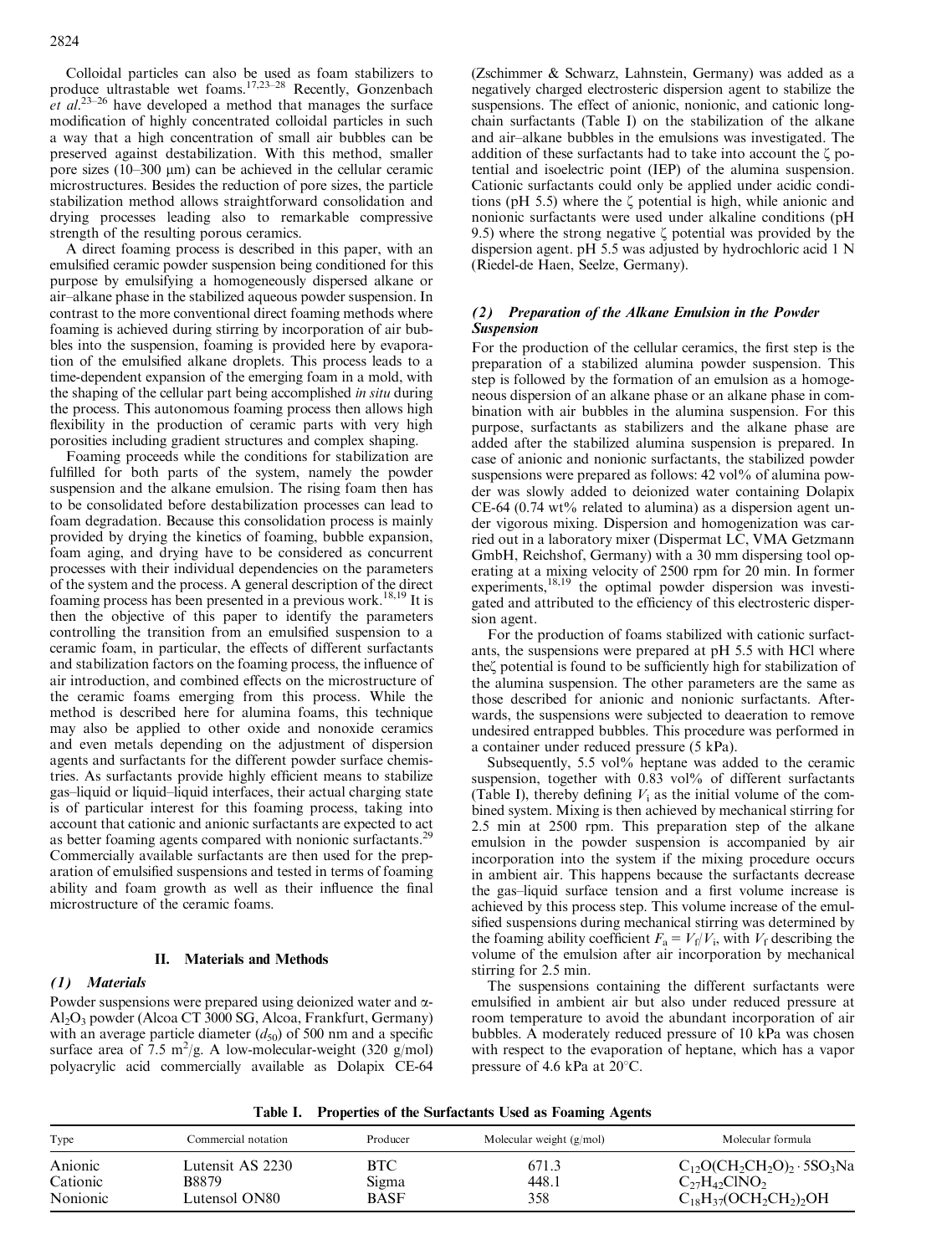Colloidal particles can also be used as foam stabilizers to produce ultrastable wet foams.[17,23–28] Recently, Gonzenbach *et al*.[23–26] have developed a method that manages the surface modification of highly concentrated colloidal particles in such a way that a high concentration of small air bubbles can be preserved against destabilization. With this method, smaller pore sizes (10–300 μm) can be achieved in the cellular ceramic microstructures. Besides the reduction of pore sizes, the particle stabilization method allows straightforward consolidation and drying processes leading also to remarkable compressive strength of the resulting porous ceramics.

A direct foaming process is described in this paper, with an emulsified ceramic powder suspension being conditioned for this purpose by emulsifying a homogeneously dispersed alkane or air–alkane phase in the stabilized aqueous powder suspension. In contrast to the more conventional direct foaming methods where foaming is achieved during stirring by incorporation of air bubbles into the suspension, foaming is provided here by evaporation of the emulsified alkane droplets. This process leads to a time-dependent expansion of the emerging foam in a mold, with the shaping of the cellular part being accomplished *in situ* during the process. This autonomous foaming process then allows high flexibility in the production of ceramic parts with very high porosities including gradient structures and complex shaping.

Foaming proceeds while the conditions for stabilization are fulfilled for both parts of the system, namely the powder suspension and the alkane emulsion. The rising foam then has to be consolidated before destabilization processes can lead to foam degradation. Because this consolidation process is mainly provided by drying the kinetics of foaming, bubble expansion, foam aging, and drying have to be considered as concurrent processes with their individual dependencies on the parameters of the system and the process. A general description of the direct foaming process has been presented in a previous work.[18,19] It is then the objective of this paper to identify the parameters controlling the transition from an emulsified suspension to a ceramic foam, in particular, the effects of different surfactants and stabilization factors on the foaming process, the influence of air introduction, and combined effects on the microstructure of the ceramic foams emerging from this process. While the method is described here for alumina foams, this technique may also be applied to other oxide and nonoxide ceramics and even metals depending on the adjustment of dispersion agents and surfactants for the different powder surface chemistries. As surfactants provide highly efficient means to stabilize gas–liquid or liquid–liquid interfaces, their actual charging state is of particular interest for this foaming process, taking into account that cationic and anionic surfactants are expected to act as better foaming agents compared with nonionic surfactants.[29] Commercially available surfactants are then used for the preparation of emulsified suspensions and tested in terms of foaming ability and foam growth as well as their influence the final microstructure of the ceramic foams.

## II. Materials and Methods

### (1) Materials

Powder suspensions were prepared using deionized water and α-$Al_2O_3$ powder (Alcoa CT 3000 SG, Alcoa, Frankfurt, Germany) with an average particle diameter ($d_{50}$) of 500 nm and a specific surface area of 7.5 $m^2/g$. A low-molecular-weight (320 g/mol) polyacrylic acid commercially available as Dolapix CE-64 (Zschimmer & Schwarz, Lahnstein, Germany) was added as a negatively charged electrosteric dispersion agent to stabilize the suspensions. The effect of anionic, nonionic, and cationic long-chain surfactants (Table I) on the stabilization of the alkane and air–alkane bubbles in the emulsions was investigated. The addition of these surfactants had to take into account the ζ potential and isoelectric point (IEP) of the alumina suspension. Cationic surfactants could only be applied under acidic conditions (pH 5.5) where the ζ potential is high, while anionic and nonionic surfactants were used under alkaline conditions (pH 9.5) where the strong negative ζ potential was provided by the dispersion agent. pH 5.5 was adjusted by hydrochloric acid 1 N (Riedel-de Haen, Seelze, Germany).

### (2) Preparation of the Alkane Emulsion in the Powder Suspension

For the production of the cellular ceramics, the first step is the preparation of a stabilized alumina powder suspension. This step is followed by the formation of an emulsion as a homogeneous dispersion of an alkane phase or an alkane phase in combination with air bubbles in the alumina suspension. For this purpose, surfactants as stabilizers and the alkane phase are added after the stabilized alumina suspension is prepared. In case of anionic and nonionic surfactants, the stabilized powder suspensions were prepared as follows: 42 vol% of alumina powder was slowly added to deionized water containing Dolapix CE-64 (0.74 wt% related to alumina) as a dispersion agent under vigorous mixing. Dispersion and homogenization was carried out in a laboratory mixer (Dispermat LC, VMA Getzmann GmbH, Reichshof, Germany) with a 30 mm dispersing tool operating at a mixing velocity of 2500 rpm for 20 min. In former experiments,[18,19] the optimal powder dispersion was investigated and attributed to the efficiency of this electrosteric dispersion agent.

For the production of foams stabilized with cationic surfactants, the suspensions were prepared at pH 5.5 with HCl where theζ potential is found to be sufficiently high for stabilization of the alumina suspension. The other parameters are the same as those described for anionic and nonionic surfactants. Afterwards, the suspensions were subjected to deaeration to remove undesired entrapped bubbles. This procedure was performed in a container under reduced pressure (5 kPa).

Subsequently, 5.5 vol% heptane was added to the ceramic suspension, together with 0.83 vol% of different surfactants (Table I), thereby defining $V_i$ as the initial volume of the combined system. Mixing is then achieved by mechanical stirring for 2.5 min at 2500 rpm. This preparation step of the alkane emulsion in the powder suspension is accompanied by air incorporation into the system if the mixing procedure occurs in ambient air. This happens because the surfactants decrease the gas–liquid surface tension and a first volume increase is achieved by this process step. This volume increase of the emulsified suspensions during mechanical stirring was determined by the foaming ability coefficient $F_a = V_f/V_i$, with $V_f$ describing the volume of the emulsion after air incorporation by mechanical stirring for 2.5 min.

The suspensions containing the different surfactants were emulsified in ambient air but also under reduced pressure at room temperature to avoid the abundant incorporation of air bubbles. A moderately reduced pressure of 10 kPa was chosen with respect to the evaporation of heptane, which has a vapor pressure of 4.6 kPa at 20°C.

**Table I. Properties of the Surfactants Used as Foaming Agents**

| Type | Commercial notation | Producer | Molecular weight (g/mol) | Molecular formula |
|---|---|---|---|---|
| Anionic | Lutensit AS 2230 | BTC | 671.3 | $C_{12}O(CH_2CH_2O)_2 \cdot 5SO_3Na$ |
| Cationic | B8879 | Sigma | 448.1 | $C_{27}H_{42}ClNO_2$ |
| Nonionic | Lutensol ON80 | BASF | 358 | $C_{18}H_{37}(OCH_2CH_2)_2OH$ |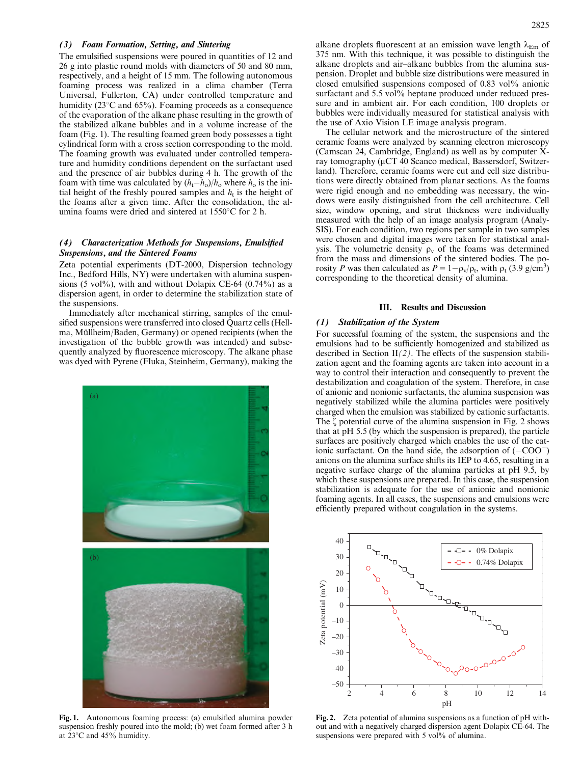### (3) Foam Formation, Setting, and Sintering

The emulsified suspensions were poured in quantities of 12 and 26 g into plastic round molds with diameters of 50 and 80 mm, respectively, and a height of 15 mm. The following autonomous foaming process was realized in a clima chamber (Terra Universal, Fullerton, CA) under controlled temperature and humidity (23°C and 65%). Foaming proceeds as a consequence of the evaporation of the alkane phase resulting in the growth of the stabilized alkane bubbles and in a volume increase of the foam (Fig. 1). The resulting foamed green body possesses a tight cylindrical form with a cross section corresponding to the mold. The foaming growth was evaluated under controlled temperature and humidity conditions dependent on the surfactant used and the presence of air bubbles during 4 h. The growth of the foam with time was calculated by $(h_t - h_o)/h_o$ where $h_o$ is the initial height of the freshly poured samples and $h_t$ is the height of the foams after a given time. After the consolidation, the alumina foams were dried and sintered at 1550°C for 2 h.

### (4) Characterization Methods for Suspensions, Emulsified Suspensions, and the Sintered Foams

Zeta potential experiments (DT-2000, Dispersion technology Inc., Bedford Hills, NY) were undertaken with alumina suspensions (5 vol%), with and without Dolapix CE-64 (0.74%) as a dispersion agent, in order to determine the stabilization state of the suspensions.

Immediately after mechanical stirring, samples of the emulsified suspensions were transferred into closed Quartz cells (Hellma, Müllheim/Baden, Germany) or opened recipients (when the investigation of the bubble growth was intended) and subsequently analyzed by fluorescence microscopy. The alkane phase was dyed with Pyrene (Fluka, Steinheim, Germany), making the alkane droplets fluorescent at an emission wave length $\lambda_{Em}$ of 375 nm. With this technique, it was possible to distinguish the alkane droplets and air–alkane bubbles from the alumina suspension. Droplet and bubble size distributions were measured in closed emulsified suspensions composed of 0.83 vol% anionic surfactant and 5.5 vol% heptane produced under reduced pressure and in ambient air. For each condition, 100 droplets or bubbles were individually measured for statistical analysis with the use of Axio Vision LE image analysis program.

The cellular network and the microstructure of the sintered ceramic foams were analyzed by scanning electron microscopy (Camscan 24, Cambridge, England) as well as by computer X-ray tomography (μCT 40 Scanco medical, Bassersdorf, Switzerland). Therefore, ceramic foams were cut and cell size distributions were directly obtained from planar sections. As the foams were rigid enough and no embedding was necessary, the windows were easily distinguished from the cell architecture. Cell size, window opening, and strut thickness were individually measured with the help of an image analysis program (AnalySIS). For each condition, two regions per sample in two samples were chosen and digital images were taken for statistical analysis. The volumetric density $\rho_v$ of the foams was determined from the mass and dimensions of the sintered bodies. The porosity $P$ was then calculated as $P = 1 - \rho_v/\rho_t$, with $\rho_t$ (3.9 g/cm$^3$) corresponding to the theoretical density of alumina.

Fig. 1. Autonomous foaming process: (a) emulsified alumina powder suspension freshly poured into the mold; (b) wet foam formed after 3 h at 23°C and 45% humidity.

## III. Results and Discussion

### (1) Stabilization of the System

For successful foaming of the system, the suspensions and the emulsions had to be sufficiently homogenized and stabilized as described in Section II*(2)*. The effects of the suspension stabilization agent and the foaming agents are taken into account in a way to control their interaction and consequently to prevent the destabilization and coagulation of the system. Therefore, in case of anionic and nonionic surfactants, the alumina suspension was negatively stabilized while the alumina particles were positively charged when the emulsion was stabilized by cationic surfactants. The ζ potential curve of the alumina suspension in Fig. 2 shows that at pH 5.5 (by which the suspension is prepared), the particle surfaces are positively charged which enables the use of the cationic surfactant. On the hand side, the adsorption of ($-COO^-$) anions on the alumina surface shifts its IEP to 4.65, resulting in a negative surface charge of the alumina particles at pH 9.5, by which these suspensions are prepared. In this case, the suspension stabilization is adequate for the use of anionic and nonionic foaming agents. In all cases, the suspensions and emulsions were efficiently prepared without coagulation in the systems.

Fig. 2. Zeta potential of alumina suspensions as a function of pH without and with a negatively charged dispersion agent Dolapix CE-64. The suspensions were prepared with 5 vol% of alumina.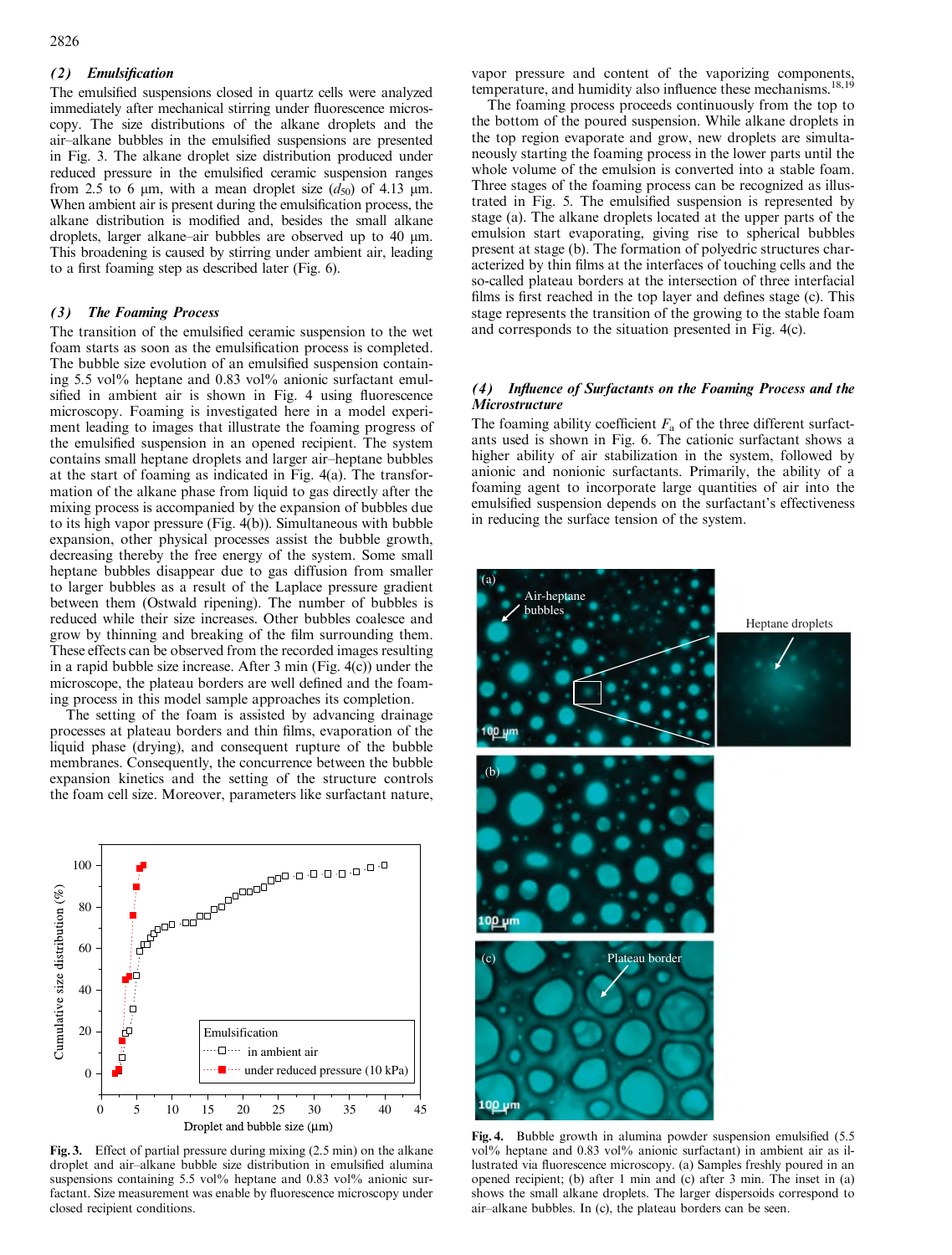### (2) Emulsification

The emulsified suspensions closed in quartz cells were analyzed immediately after mechanical stirring under fluorescence microscopy. The size distributions of the alkane droplets and the air–alkane bubbles in the emulsified suspensions are presented in Fig. 3. The alkane droplet size distribution produced under reduced pressure in the emulsified ceramic suspension ranges from 2.5 to 6 μm, with a mean droplet size ($d_{50}$) of 4.13 μm. When ambient air is present during the emulsification process, the alkane distribution is modified and, besides the small alkane droplets, larger alkane–air bubbles are observed up to 40 μm. This broadening is caused by stirring under ambient air, leading to a first foaming step as described later (Fig. 6).

### (3) The Foaming Process

The transition of the emulsified ceramic suspension to the wet foam starts as soon as the emulsification process is completed. The bubble size evolution of an emulsified suspension containing 5.5 vol% heptane and 0.83 vol% anionic surfactant emulsified in ambient air is shown in Fig. 4 using fluorescence microscopy. Foaming is investigated here in a model experiment leading to images that illustrate the foaming progress of the emulsified suspension in an opened recipient. The system contains small heptane droplets and larger air–heptane bubbles at the start of foaming as indicated in Fig. 4(a). The transformation of the alkane phase from liquid to gas directly after the mixing process is accompanied by the expansion of bubbles due to its high vapor pressure (Fig. 4(b)). Simultaneous with bubble expansion, other physical processes assist the bubble growth, decreasing thereby the free energy of the system. Some small heptane bubbles disappear due to gas diffusion from smaller to larger bubbles as a result of the Laplace pressure gradient between them (Ostwald ripening). The number of bubbles is reduced while their size increases. Other bubbles coalesce and grow by thinning and breaking of the film surrounding them. These effects can be observed from the recorded images resulting in a rapid bubble size increase. After 3 min (Fig. 4(c)) under the microscope, the plateau borders are well defined and the foaming process in this model sample approaches its completion.

The setting of the foam is assisted by advancing drainage processes at plateau borders and thin films, evaporation of the liquid phase (drying), and consequent rupture of the bubble membranes. Consequently, the concurrence between the bubble expansion kinetics and the setting of the structure controls the foam cell size. Moreover, parameters like surfactant nature, vapor pressure and content of the vaporizing components, temperature, and humidity also influence these mechanisms.[18,19]

The foaming process proceeds continuously from the top to the bottom of the poured suspension. While alkane droplets in the top region evaporate and grow, new droplets are simultaneously starting the foaming process in the lower parts until the whole volume of the emulsion is converted into a stable foam. Three stages of the foaming process can be recognized as illustrated in Fig. 5. The emulsified suspension is represented by stage (a). The alkane droplets located at the upper parts of the emulsion start evaporating, giving rise to spherical bubbles present at stage (b). The formation of polyedric structures characterized by thin films at the interfaces of touching cells and the so-called plateau borders at the intersection of three interfacial films is first reached in the top layer and defines stage (c). This stage represents the transition of the growing to the stable foam and corresponds to the situation presented in Fig. 4(c).

Fig. 3. Effect of partial pressure during mixing (2.5 min) on the alkane droplet and air–alkane bubble size distribution in emulsified alumina suspensions containing 5.5 vol% heptane and 0.83 vol% anionic surfactant. Size measurement was enable by fluorescence microscopy under closed recipient conditions.

### (4) Influence of Surfactants on the Foaming Process and the Microstructure

The foaming ability coefficient $F_a$ of the three different surfactants used is shown in Fig. 6. The cationic surfactant shows a higher ability of air stabilization in the system, followed by anionic and nonionic surfactants. Primarily, the ability of a foaming agent to incorporate large quantities of air into the emulsified suspension depends on the surfactant's effectiveness in reducing the surface tension of the system.

Fig. 4. Bubble growth in alumina powder suspension emulsified (5.5 vol% heptane and 0.83 vol% anionic surfactant) in ambient air as illustrated via fluorescence microscopy. (a) Samples freshly poured in an opened recipient; (b) after 1 min and (c) after 3 min. The inset in (a) shows the small alkane droplets. The larger dispersoids correspond to air–alkane bubbles. In (c), the plateau borders can be seen.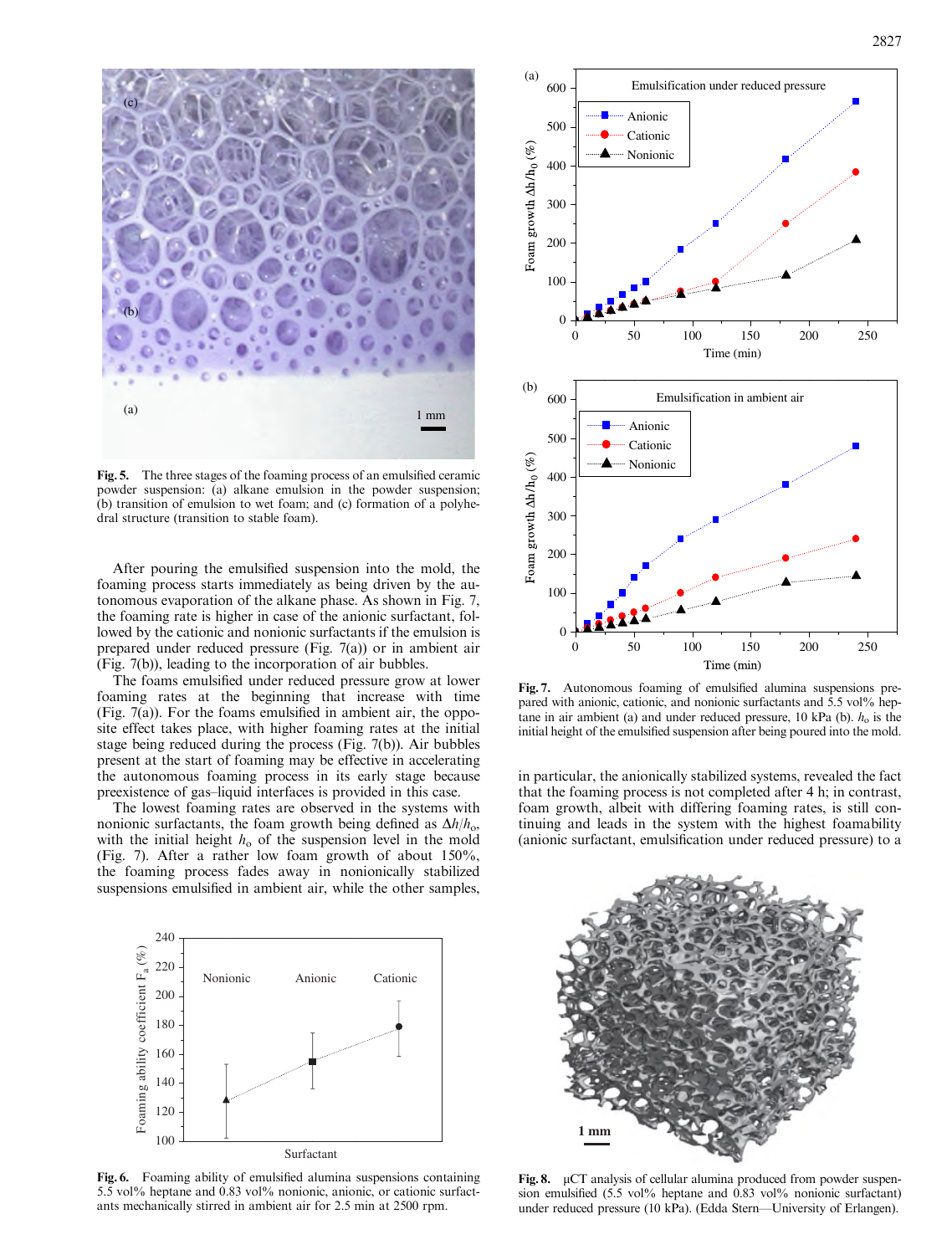Fig. 5. The three stages of the foaming process of an emulsified ceramic powder suspension: (a) alkane emulsion in the powder suspension; (b) transition of emulsion to wet foam; and (c) formation of a polyhedral structure (transition to stable foam).

After pouring the emulsified suspension into the mold, the foaming process starts immediately as being driven by the autonomous evaporation of the alkane phase. As shown in Fig. 7, the foaming rate is higher in case of the anionic surfactant, followed by the cationic and nonionic surfactants if the emulsion is prepared under reduced pressure (Fig. 7(a)) or in ambient air (Fig. 7(b)), leading to the incorporation of air bubbles.

The foams emulsified under reduced pressure grow at lower foaming rates at the beginning that increase with time (Fig. 7(a)). For the foams emulsified in ambient air, the opposite effect takes place, with higher foaming rates at the initial stage being reduced during the process (Fig. 7(b)). Air bubbles present at the start of foaming may be effective in accelerating the autonomous foaming process in its early stage because preexistence of gas–liquid interfaces is provided in this case.

The lowest foaming rates are observed in the systems with nonionic surfactants, the foam growth being defined as $\Delta h/h_o$, with the initial height $h_o$ of the suspension level in the mold (Fig. 7). After a rather low foam growth of about 150%, the foaming process fades away in nonionically stabilized suspensions emulsified in ambient air, while the other samples, in particular, the anionically stabilized systems, revealed the fact that the foaming process is not completed after 4 h; in contrast, foam growth, albeit with differing foaming rates, is still continuing and leads in the system with the highest foamability (anionic surfactant, emulsification under reduced pressure) to a

Fig. 6. Foaming ability of emulsified alumina suspensions containing 5.5 vol% heptane and 0.83 vol% nonionic, anionic, or cationic surfactants mechanically stirred in ambient air for 2.5 min at 2500 rpm.

Fig. 7. Autonomous foaming of emulsified alumina suspensions prepared with anionic, cationic, and nonionic surfactants and 5.5 vol% heptane in air ambient (a) and under reduced pressure, 10 kPa (b). $h_o$ is the initial height of the emulsified suspension after being poured into the mold.

Fig. 8. μCT analysis of cellular alumina produced from powder suspension emulsified (5.5 vol% heptane and 0.83 vol% nonionic surfactant) under reduced pressure (10 kPa). (Edda Stern—University of Erlangen).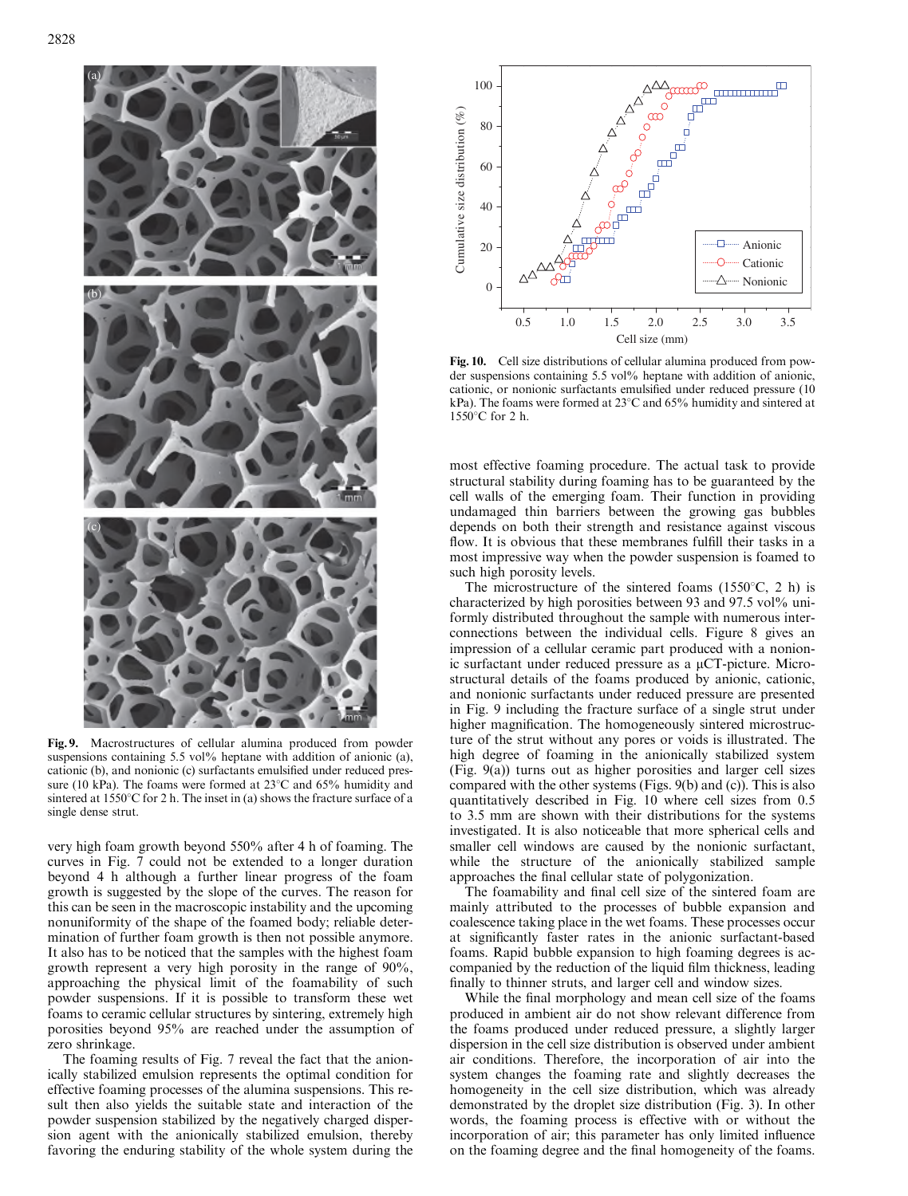Fig. 9. Macrostructures of cellular alumina produced from powder suspensions containing 5.5 vol% heptane with addition of anionic (a), cationic (b), and nonionic (c) surfactants emulsified under reduced pressure (10 kPa). The foams were formed at 23°C and 65% humidity and sintered at 1550°C for 2 h. The inset in (a) shows the fracture surface of a single dense strut.

very high foam growth beyond 550% after 4 h of foaming. The curves in Fig. 7 could not be extended to a longer duration beyond 4 h although a further linear progress of the foam growth is suggested by the slope of the curves. The reason for this can be seen in the macroscopic instability and the upcoming nonuniformity of the shape of the foamed body; reliable determination of further foam growth is then not possible anymore. It also has to be noticed that the samples with the highest foam growth represent a very high porosity in the range of 90%, approaching the physical limit of the foamability of such powder suspensions. If it is possible to transform these wet foams to ceramic cellular structures by sintering, extremely high porosities beyond 95% are reached under the assumption of zero shrinkage.

The foaming results of Fig. 7 reveal the fact that the anionically stabilized emulsion represents the optimal condition for effective foaming processes of the alumina suspensions. This result then also yields the suitable state and interaction of the powder suspension stabilized by the negatively charged dispersion agent with the anionically stabilized emulsion, thereby favoring the enduring stability of the whole system during the most effective foaming procedure. The actual task to provide structural stability during foaming has to be guaranteed by the cell walls of the emerging foam. Their function in providing undamaged thin barriers between the growing gas bubbles depends on both their strength and resistance against viscous flow. It is obvious that these membranes fulfill their tasks in a most impressive way when the powder suspension is foamed to such high porosity levels.

Fig. 10. Cell size distributions of cellular alumina produced from powder suspensions containing 5.5 vol% heptane with addition of anionic, cationic, or nonionic surfactants emulsified under reduced pressure (10 kPa). The foams were formed at 23°C and 65% humidity and sintered at 1550°C for 2 h.

The microstructure of the sintered foams (1550°C, 2 h) is characterized by high porosities between 93 and 97.5 vol% uniformly distributed throughout the sample with numerous interconnections between the individual cells. Figure 8 gives an impression of a cellular ceramic part produced with a nonionic surfactant under reduced pressure as a μCT-picture. Microstructural details of the foams produced by anionic, cationic, and nonionic surfactants under reduced pressure are presented in Fig. 9 including the fracture surface of a single strut under higher magnification. The homogeneously sintered microstructure of the strut without any pores or voids is illustrated. The high degree of foaming in the anionically stabilized system (Fig. 9(a)) turns out as higher porosities and larger cell sizes compared with the other systems (Figs. 9(b) and (c)). This is also quantitatively described in Fig. 10 where cell sizes from 0.5 to 3.5 mm are shown with their distributions for the systems investigated. It is also noticeable that more spherical cells and smaller cell windows are caused by the nonionic surfactant, while the structure of the anionically stabilized sample approaches the final cellular state of polygonization.

The foamability and final cell size of the sintered foam are mainly attributed to the processes of bubble expansion and coalescence taking place in the wet foams. These processes occur at significantly faster rates in the anionic surfactant-based foams. Rapid bubble expansion to high foaming degrees is accompanied by the reduction of the liquid film thickness, leading finally to thinner struts, and larger cell and window sizes.

While the final morphology and mean cell size of the foams produced in ambient air do not show relevant difference from the foams produced under reduced pressure, a slightly larger dispersion in the cell size distribution is observed under ambient air conditions. Therefore, the incorporation of air into the system changes the foaming rate and slightly decreases the homogeneity in the cell size distribution, which was already demonstrated by the droplet size distribution (Fig. 3). In other words, the foaming process is effective with or without the incorporation of air; this parameter has only limited influence on the foaming degree and the final homogeneity of the foams.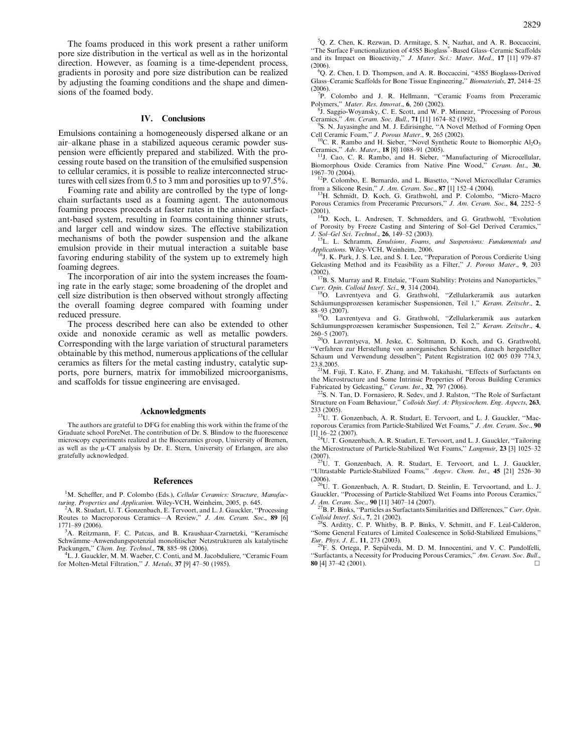The foams produced in this work present a rather uniform pore size distribution in the vertical as well as in the horizontal direction. However, as foaming is a time-dependent process, gradients in porosity and pore size distribution can be realized by adjusting the foaming conditions and the shape and dimensions of the foamed body.

## IV. Conclusions

Emulsions containing a homogeneously dispersed alkane or an air–alkane phase in a stabilized aqueous ceramic powder suspension were efficiently prepared and stabilized. With the processing route based on the transition of the emulsified suspension to cellular ceramics, it is possible to realize interconnected structures with cell sizes from 0.5 to 3 mm and porosities up to 97.5%.

Foaming rate and ability are controlled by the type of long-chain surfactants used as a foaming agent. The autonomous foaming process proceeds at faster rates in the anionic surfactant-based system, resulting in foams containing thinner struts, and larger cell and window sizes. The effective stabilization mechanisms of both the powder suspension and the alkane emulsion provide in their mutual interaction a suitable base favoring enduring stability of the system up to extremely high foaming degrees.

The incorporation of air into the system increases the foaming rate in the early stage; some broadening of the droplet and cell size distribution is then observed without strongly affecting the overall foaming degree compared with foaming under reduced pressure.

The process described here can also be extended to other oxide and nonoxide ceramic as well as metallic powders. Corresponding with the large variation of structural parameters obtainable by this method, numerous applications of the cellular ceramics as filters for the metal casting industry, catalytic supports, pore burners, matrix for immobilized microorganisms, and scaffolds for tissue engineering are envisaged.

## Acknowledgments

The authors are grateful to DFG for enabling this work within the frame of the Graduate school PoreNet. The contribution of Dr. S. Blindow to the fluorescence microscopy experiments realized at the Bioceramics group, University of Bremen, as well as the µ-CT analysis by Dr. E. Stern, University of Erlangen, are also gratefully acknowledged.

## References

[1] M. Scheffler, and P. Colombo (Eds.), *Cellular Ceramics: Structure, Manufacturing, Properties and Application*. Wiley-VCH, Weinheim, 2005, p. 645.

[2] A. R. Studart, U. T. Gonzenbach, E. Tervoort, and L. J. Gauckler, "Processing Routes to Macroporous Ceramics—A Review," *J. Am. Ceram. Soc*., **89** [6] 1771–89 (2006).

[3] A. Reitzmann, F. C. Patcas, and B. Kraushaar-Czarnetzki, "Keramische Schwämme–Anwendungspotenzial monolitischer Netzstrukturen als katalytische Packungen," *Chem. Ing. Technol*., **78**, 885–98 (2006).

[4] L. J. Gauckler, M. M. Waeber, C. Conti, and M. Jacobduliere, "Ceramic Foam for Molten-Metal Filtration," *J. Metals*, **37** [9] 47–50 (1985).

[5] Q. Z. Chen, K. Rezwan, D. Armitage, S. N. Nazhat, and A. R. Boccaccini, "The Surface Functionalization of 45S5 Bioglass®-Based Glass–Ceramic Scaffolds and its Impact on Bioactivity," *J. Mater. Sci.: Mater. Med*., **17** [11] 979–87 (2006).

[6] Q. Z. Chen, I. D. Thompson, and A. R. Boccaccini, "45S5 Bioglass-Derived Glass–Ceramic Scaffolds for Bone Tissue Engineering," *Biomaterials*, **27**, 2414–25 (2006).

[7] P. Colombo and J. R. Hellmann, "Ceramic Foams from Preceramic Polymers," *Mater. Res. Innovat*., **6**, 260 (2002).

[8] J. Saggio-Woyansky, C. E. Scott, and W. P. Minnear, "Processing of Porous Ceramics," *Am. Ceram. Soc. Bull*., **71** [11] 1674–82 (1992).

[9] S. N. Jayasinghe and M. J. Edirisinghe, "A Novel Method of Forming Open Cell Ceramic Foam," *J. Porous Mater*., **9**, 265 (2002).

[10] C. R. Rambo and H. Sieber, "Novel Synthetic Route to Biomorphic $Al_2O_3$ Ceramics," *Adv. Mater*., **18** [8] 1088–91 (2005).

[11] J. Cao, C. R. Rambo, and H. Sieber, "Manufacturing of Microcellular, Biomorphous Oxide Ceramics from Native Pine Wood," *Ceram. Int*., **30**, 1967–70 (2004).

[12] P. Colombo, E. Bernardo, and L. Biasetto, "Novel Microcellular Ceramics from a Silicone Resin," *J. Am. Ceram. Soc*., **87** [1] 152–4 (2004).

[13] H. Schmidt, D. Koch, G. Grathwohl, and P. Colombo, "Micro–Macro Porous Ceramics from Preceramic Precursors," *J. Am. Ceram. Soc*., **84**, 2252–5 (2001).

[14] D. Koch, L. Andresen, T. Schmedders, and G. Grathwohl, "Evolution of Porosity by Freeze Casting and Sintering of Sol–Gel Derived Ceramics," *J. Sol–Gel Sci. Technol*., **26**, 149–52 (2003).

[15] L. L. Schramm, *Emulsions, Foams, and Suspensions: Fundamentals and Applications*. Wiley-VCH, Weinheim, 2006.

[16] J. K. Park, J. S. Lee, and S. I. Lee, "Preparation of Porous Cordierite Using Gelcasting Method and its Feasibility as a Filter," *J. Porous Mater*., **9**, 203 (2002).

[17] B. S. Murray and R. Ettelaie, "Foam Stability: Proteins and Nanoparticles," *Curr. Opin. Colloid Interf. Sci*., **9**, 314 (2004).

[18] O. Lavrentyeva and G. Grathwohl, "Zellularkeramik aus autarken Schäumungsprozessen keramischer Suspensionen, Teil 1," *Keram. Zeitschr*., **2**, 88–93 (2007).

[19] O. Lavrentyeva and G. Grathwohl, "Zellularkeramik aus autarken Schäumungsprozessen keramischer Suspensionen, Teil 2," *Keram. Zeitschr*., **4**, 260–5 (2007).

[20] O. Lavrentyeva, M. Jeske, C. Soltmann, D. Koch, and G. Grathwohl, "Verfahren zur Herstellung von anorganischen Schäumen, danach hergestellter Schaum und Verwendung desselben"; Patent Registration 102 005 039 774.3, 23.8.2005.

[21] M. Fuji, T. Kato, F. Zhang, and M. Takahashi, "Effects of Surfactants on the Microstructure and Some Intrinsic Properties of Porous Building Ceramics Fabricated by Gelcasting," *Ceram. Int*., **32**, 797 (2006).

[22] S. N. Tan, D. Fornasiero, R. Sedev, and J. Ralston, "The Role of Surfactant Structure on Foam Behaviour," *Colloids Surf. A: Physicochem. Eng. Aspects*, **263**, 233 (2005).

[23] U. T. Gonzenbach, A. R. Studart, E. Tervoort, and L. J. Gauckler, "Macroporous Ceramics from Particle-Stabilized Wet Foams," *J. Am. Ceram. Soc*., **90** [1] 16–22 (2007).

[24] U. T. Gonzenbach, A. R. Studart, E. Tervoort, and L. J. Gauckler, "Tailoring the Microstructure of Particle-Stabilized Wet Foams," *Langmuir*, **23** [3] 1025–32 (2007).

[25] U. T. Gonzenbach, A. R. Studart, E. Tervoort, and L. J. Gauckler, "Ultrastable Particle-Stabilized Foams," *Angew. Chem. Int*., **45** [21] 2526–30 (2006).

[26] U. T. Gonzenbach, A. R. Studart, D. Steinlin, E. Tervoortand, and L. J. Gauckler, "Processing of Particle-Stabilized Wet Foams into Porous Ceramics," *J. Am. Ceram. Soc*., **90** [11] 3407–14 (2007).

[27] B. P. Binks, "Particles as Surfactants Similarities and Differences," *Curr. Opin. Colloid Interf. Sci*., **7**, 21 (2002).

[28] S. Arditty, C. P. Whitby, B. P. Binks, V. Schmitt, and F. Leal-Calderon, "Some General Features of Limited Coalescence in Solid-Stabilized Emulsions," *Eur. Phys. J. E*., **11**, 273 (2003).

[29] F. S. Ortega, P. Sepúlveda, M. D. M. Innocentini, and V. C. Pandolfelli, "Surfactants, a Necessity for Producing Porous Ceramics," *Am. Ceram. Soc. Bull*., **80** [4] 37–42 (2001). □